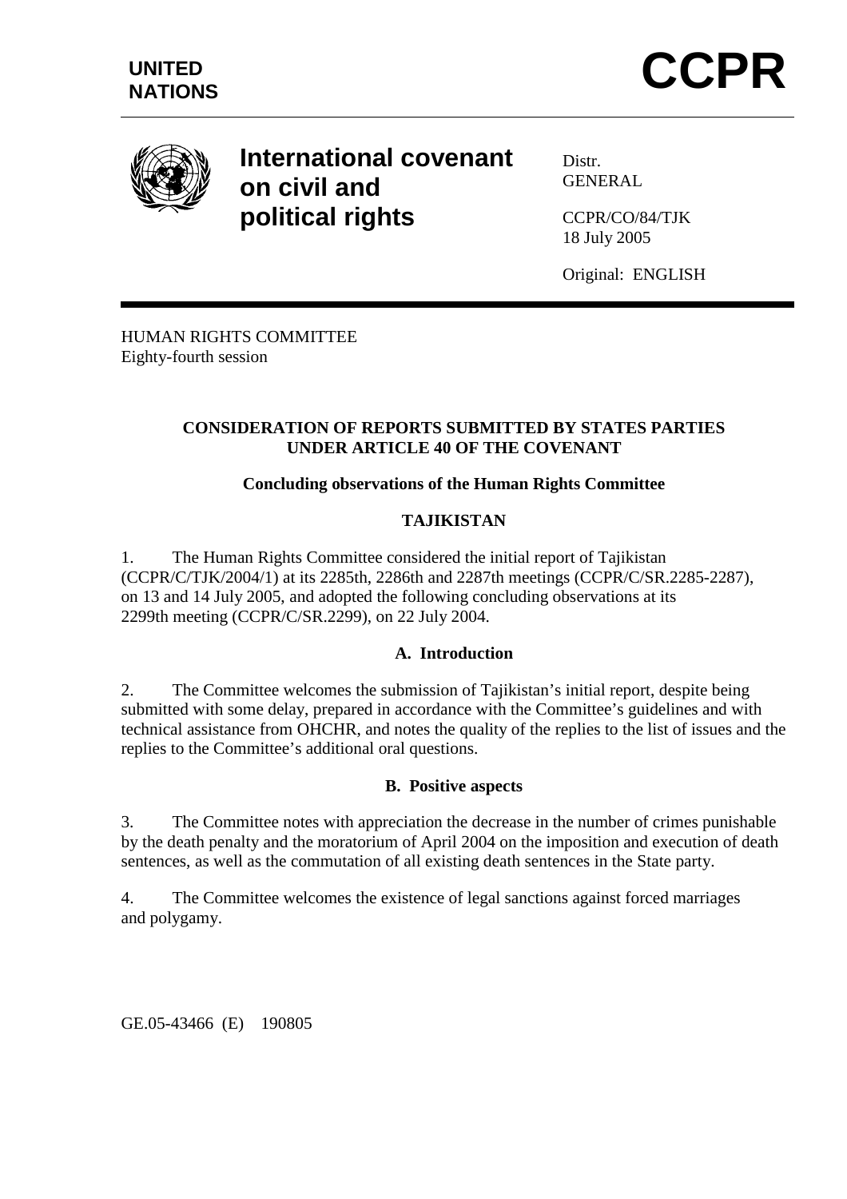UNITED NATIONS

# CCPR

**International covenant on civil and political rights**

Distr.
GENERAL

CCPR/CO/84/TJK
18 July 2005

Original: ENGLISH

HUMAN RIGHTS COMMITTEE
Eighty-fourth session

## CONSIDERATION OF REPORTS SUBMITTED BY STATES PARTIES UNDER ARTICLE 40 OF THE COVENANT

### Concluding observations of the Human Rights Committee

### TAJIKISTAN

1. The Human Rights Committee considered the initial report of Tajikistan (CCPR/C/TJK/2004/1) at its 2285th, 2286th and 2287th meetings (CCPR/C/SR.2285-2287), on 13 and 14 July 2005, and adopted the following concluding observations at its 2299th meeting (CCPR/C/SR.2299), on 22 July 2004.

### A. Introduction

2. The Committee welcomes the submission of Tajikistan's initial report, despite being submitted with some delay, prepared in accordance with the Committee's guidelines and with technical assistance from OHCHR, and notes the quality of the replies to the list of issues and the replies to the Committee's additional oral questions.

### B. Positive aspects

3. The Committee notes with appreciation the decrease in the number of crimes punishable by the death penalty and the moratorium of April 2004 on the imposition and execution of death sentences, as well as the commutation of all existing death sentences in the State party.

4. The Committee welcomes the existence of legal sanctions against forced marriages and polygamy.

GE.05-43466 (E) 190805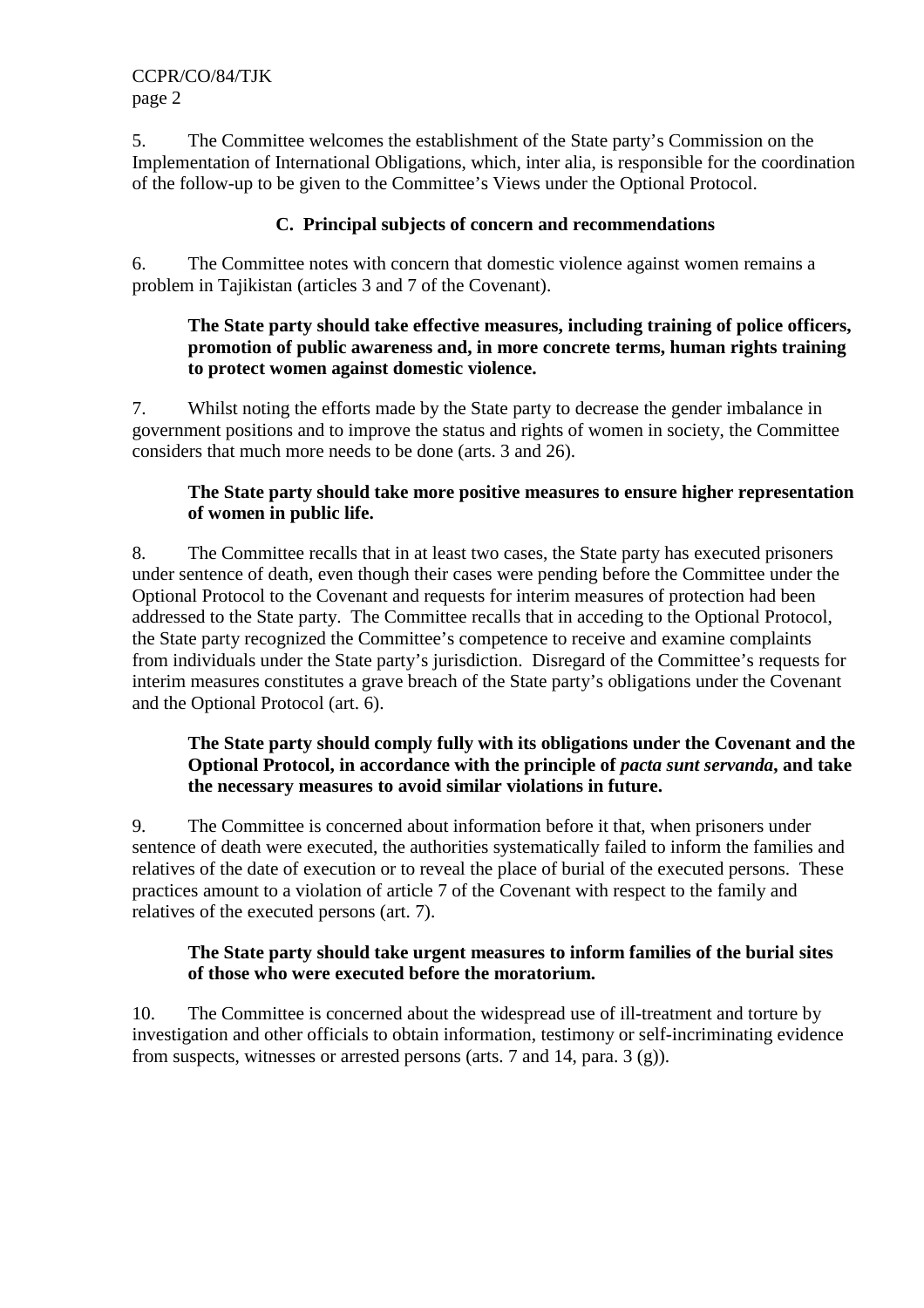5. The Committee welcomes the establishment of the State party's Commission on the Implementation of International Obligations, which, inter alia, is responsible for the coordination of the follow-up to be given to the Committee's Views under the Optional Protocol.

### C. Principal subjects of concern and recommendations

6. The Committee notes with concern that domestic violence against women remains a problem in Tajikistan (articles 3 and 7 of the Covenant).

> **The State party should take effective measures, including training of police officers, promotion of public awareness and, in more concrete terms, human rights training to protect women against domestic violence.**

7. Whilst noting the efforts made by the State party to decrease the gender imbalance in government positions and to improve the status and rights of women in society, the Committee considers that much more needs to be done (arts. 3 and 26).

> **The State party should take more positive measures to ensure higher representation of women in public life.**

8. The Committee recalls that in at least two cases, the State party has executed prisoners under sentence of death, even though their cases were pending before the Committee under the Optional Protocol to the Covenant and requests for interim measures of protection had been addressed to the State party. The Committee recalls that in acceding to the Optional Protocol, the State party recognized the Committee's competence to receive and examine complaints from individuals under the State party's jurisdiction. Disregard of the Committee's requests for interim measures constitutes a grave breach of the State party's obligations under the Covenant and the Optional Protocol (art. 6).

> **The State party should comply fully with its obligations under the Covenant and the Optional Protocol, in accordance with the principle of *pacta sunt servanda*, and take the necessary measures to avoid similar violations in future.**

9. The Committee is concerned about information before it that, when prisoners under sentence of death were executed, the authorities systematically failed to inform the families and relatives of the date of execution or to reveal the place of burial of the executed persons. These practices amount to a violation of article 7 of the Covenant with respect to the family and relatives of the executed persons (art. 7).

> **The State party should take urgent measures to inform families of the burial sites of those who were executed before the moratorium.**

10. The Committee is concerned about the widespread use of ill-treatment and torture by investigation and other officials to obtain information, testimony or self-incriminating evidence from suspects, witnesses or arrested persons (arts. 7 and 14, para. 3 (g)).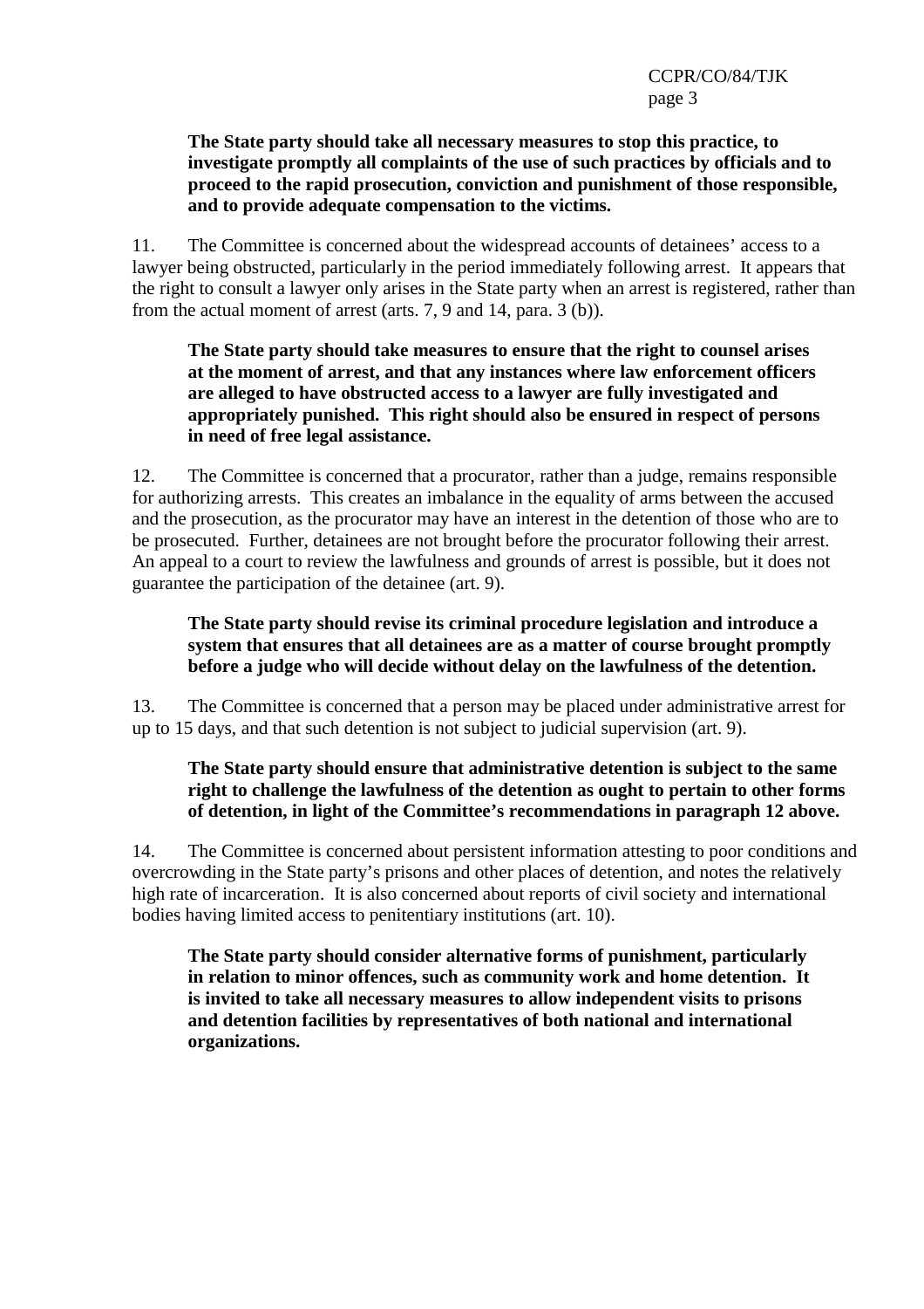**The State party should take all necessary measures to stop this practice, to investigate promptly all complaints of the use of such practices by officials and to proceed to the rapid prosecution, conviction and punishment of those responsible, and to provide adequate compensation to the victims.**

11. The Committee is concerned about the widespread accounts of detainees' access to a lawyer being obstructed, particularly in the period immediately following arrest. It appears that the right to consult a lawyer only arises in the State party when an arrest is registered, rather than from the actual moment of arrest (arts. 7, 9 and 14, para. 3 (b)).

**The State party should take measures to ensure that the right to counsel arises at the moment of arrest, and that any instances where law enforcement officers are alleged to have obstructed access to a lawyer are fully investigated and appropriately punished. This right should also be ensured in respect of persons in need of free legal assistance.**

12. The Committee is concerned that a procurator, rather than a judge, remains responsible for authorizing arrests. This creates an imbalance in the equality of arms between the accused and the prosecution, as the procurator may have an interest in the detention of those who are to be prosecuted. Further, detainees are not brought before the procurator following their arrest. An appeal to a court to review the lawfulness and grounds of arrest is possible, but it does not guarantee the participation of the detainee (art. 9).

**The State party should revise its criminal procedure legislation and introduce a system that ensures that all detainees are as a matter of course brought promptly before a judge who will decide without delay on the lawfulness of the detention.**

13. The Committee is concerned that a person may be placed under administrative arrest for up to 15 days, and that such detention is not subject to judicial supervision (art. 9).

**The State party should ensure that administrative detention is subject to the same right to challenge the lawfulness of the detention as ought to pertain to other forms of detention, in light of the Committee's recommendations in paragraph 12 above.**

14. The Committee is concerned about persistent information attesting to poor conditions and overcrowding in the State party's prisons and other places of detention, and notes the relatively high rate of incarceration. It is also concerned about reports of civil society and international bodies having limited access to penitentiary institutions (art. 10).

**The State party should consider alternative forms of punishment, particularly in relation to minor offences, such as community work and home detention. It is invited to take all necessary measures to allow independent visits to prisons and detention facilities by representatives of both national and international organizations.**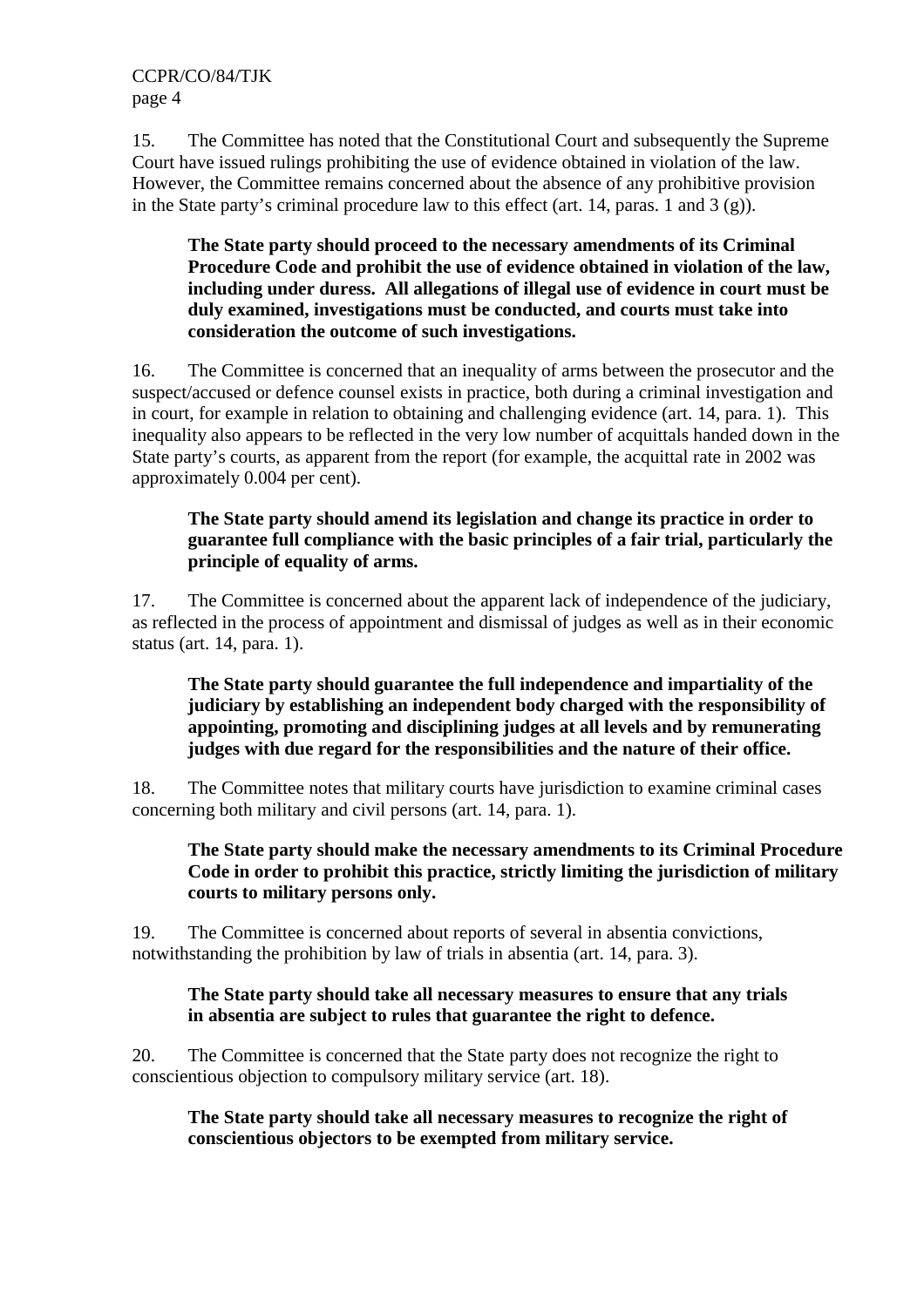15. The Committee has noted that the Constitutional Court and subsequently the Supreme Court have issued rulings prohibiting the use of evidence obtained in violation of the law. However, the Committee remains concerned about the absence of any prohibitive provision in the State party's criminal procedure law to this effect (art. 14, paras. 1 and 3 (g)).

> **The State party should proceed to the necessary amendments of its Criminal Procedure Code and prohibit the use of evidence obtained in violation of the law, including under duress. All allegations of illegal use of evidence in court must be duly examined, investigations must be conducted, and courts must take into consideration the outcome of such investigations.**

16. The Committee is concerned that an inequality of arms between the prosecutor and the suspect/accused or defence counsel exists in practice, both during a criminal investigation and in court, for example in relation to obtaining and challenging evidence (art. 14, para. 1). This inequality also appears to be reflected in the very low number of acquittals handed down in the State party's courts, as apparent from the report (for example, the acquittal rate in 2002 was approximately 0.004 per cent).

> **The State party should amend its legislation and change its practice in order to guarantee full compliance with the basic principles of a fair trial, particularly the principle of equality of arms.**

17. The Committee is concerned about the apparent lack of independence of the judiciary, as reflected in the process of appointment and dismissal of judges as well as in their economic status (art. 14, para. 1).

> **The State party should guarantee the full independence and impartiality of the judiciary by establishing an independent body charged with the responsibility of appointing, promoting and disciplining judges at all levels and by remunerating judges with due regard for the responsibilities and the nature of their office.**

18. The Committee notes that military courts have jurisdiction to examine criminal cases concerning both military and civil persons (art. 14, para. 1).

> **The State party should make the necessary amendments to its Criminal Procedure Code in order to prohibit this practice, strictly limiting the jurisdiction of military courts to military persons only.**

19. The Committee is concerned about reports of several in absentia convictions, notwithstanding the prohibition by law of trials in absentia (art. 14, para. 3).

> **The State party should take all necessary measures to ensure that any trials in absentia are subject to rules that guarantee the right to defence.**

20. The Committee is concerned that the State party does not recognize the right to conscientious objection to compulsory military service (art. 18).

> **The State party should take all necessary measures to recognize the right of conscientious objectors to be exempted from military service.**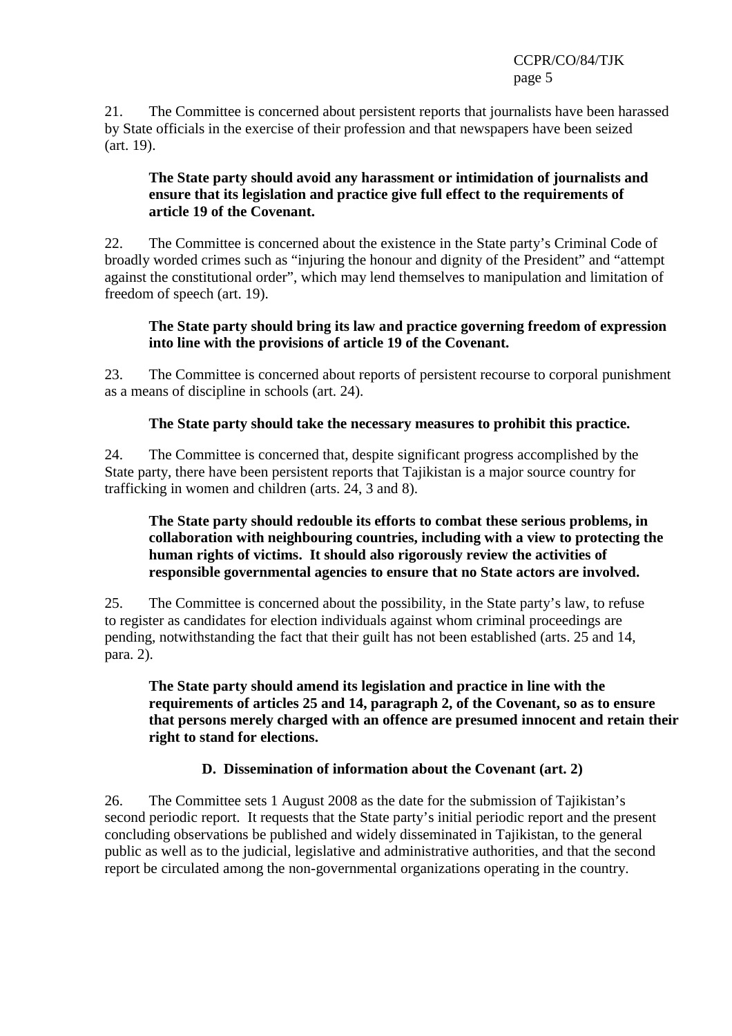21. The Committee is concerned about persistent reports that journalists have been harassed by State officials in the exercise of their profession and that newspapers have been seized (art. 19).

> **The State party should avoid any harassment or intimidation of journalists and ensure that its legislation and practice give full effect to the requirements of article 19 of the Covenant.**

22. The Committee is concerned about the existence in the State party's Criminal Code of broadly worded crimes such as "injuring the honour and dignity of the President" and "attempt against the constitutional order", which may lend themselves to manipulation and limitation of freedom of speech (art. 19).

> **The State party should bring its law and practice governing freedom of expression into line with the provisions of article 19 of the Covenant.**

23. The Committee is concerned about reports of persistent recourse to corporal punishment as a means of discipline in schools (art. 24).

> **The State party should take the necessary measures to prohibit this practice.**

24. The Committee is concerned that, despite significant progress accomplished by the State party, there have been persistent reports that Tajikistan is a major source country for trafficking in women and children (arts. 24, 3 and 8).

> **The State party should redouble its efforts to combat these serious problems, in collaboration with neighbouring countries, including with a view to protecting the human rights of victims. It should also rigorously review the activities of responsible governmental agencies to ensure that no State actors are involved.**

25. The Committee is concerned about the possibility, in the State party's law, to refuse to register as candidates for election individuals against whom criminal proceedings are pending, notwithstanding the fact that their guilt has not been established (arts. 25 and 14, para. 2).

> **The State party should amend its legislation and practice in line with the requirements of articles 25 and 14, paragraph 2, of the Covenant, so as to ensure that persons merely charged with an offence are presumed innocent and retain their right to stand for elections.**

## D. Dissemination of information about the Covenant (art. 2)

26. The Committee sets 1 August 2008 as the date for the submission of Tajikistan's second periodic report. It requests that the State party's initial periodic report and the present concluding observations be published and widely disseminated in Tajikistan, to the general public as well as to the judicial, legislative and administrative authorities, and that the second report be circulated among the non-governmental organizations operating in the country.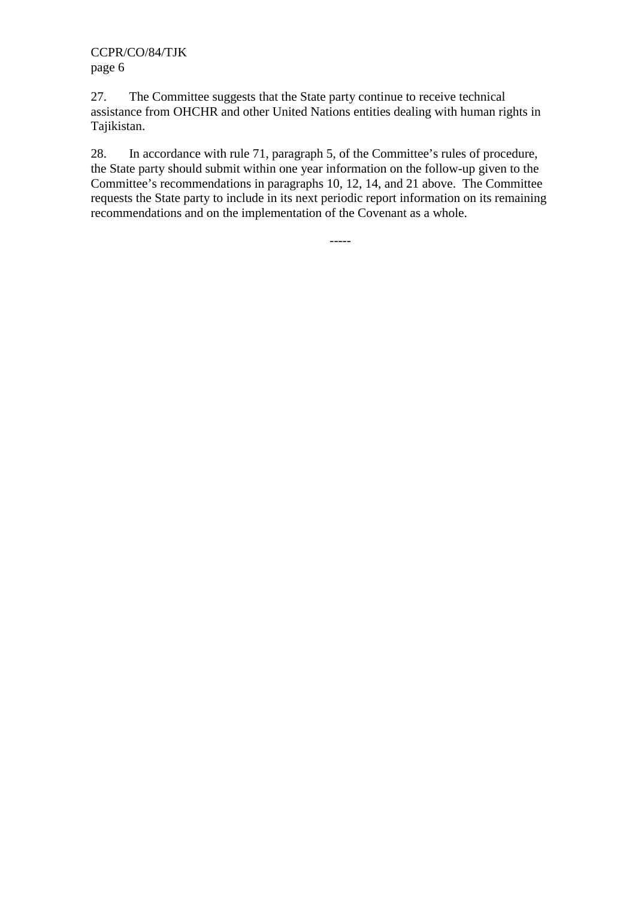27. The Committee suggests that the State party continue to receive technical assistance from OHCHR and other United Nations entities dealing with human rights in Tajikistan.

28. In accordance with rule 71, paragraph 5, of the Committee's rules of procedure, the State party should submit within one year information on the follow-up given to the Committee's recommendations in paragraphs 10, 12, 14, and 21 above. The Committee requests the State party to include in its next periodic report information on its remaining recommendations and on the implementation of the Covenant as a whole.

-----